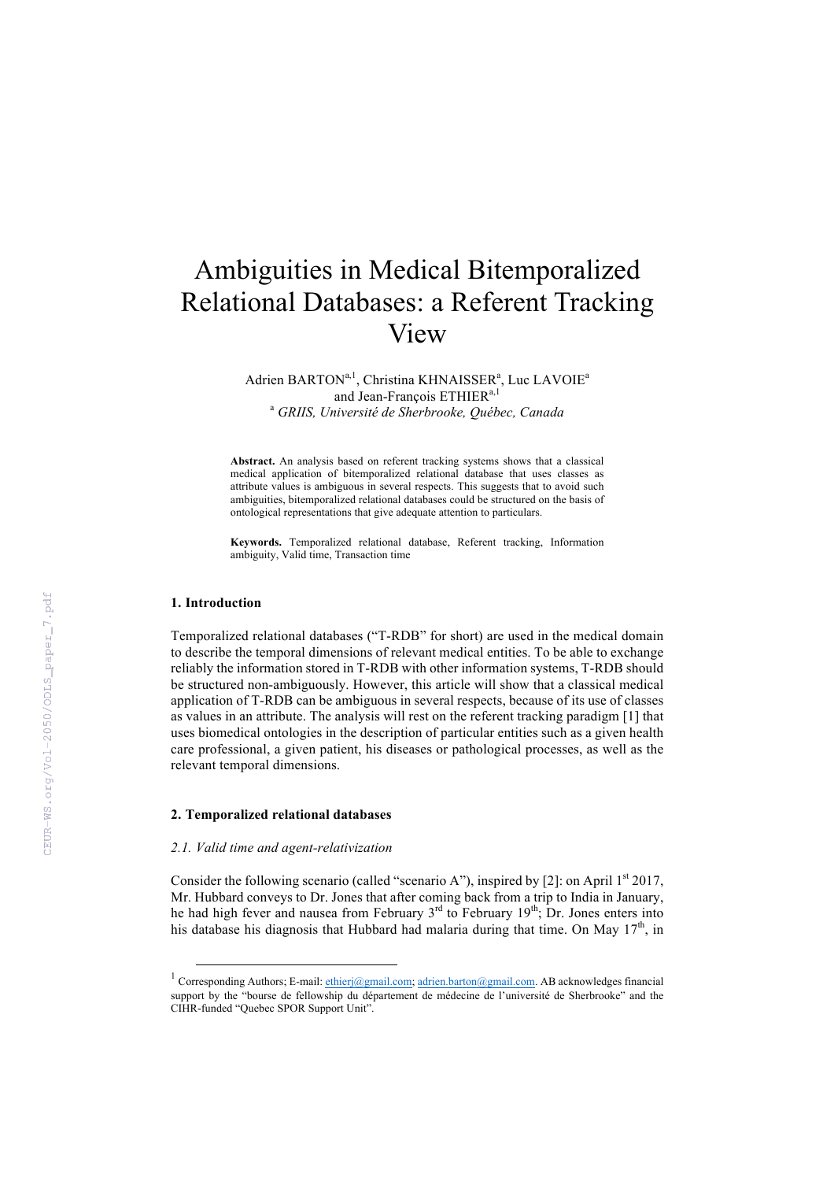# Ambiguities in Medical Bitemporalized Relational Databases: a Referent Tracking View

Adrien BARTON[a,1], Christina KHNAISSER[a], Luc LAVOIE[a] and Jean-François ETHIER[a,1]

[a] *GRIIS, Université de Sherbrooke, Québec, Canada*

**Abstract.** An analysis based on referent tracking systems shows that a classical medical application of bitemporalized relational database that uses classes as attribute values is ambiguous in several respects. This suggests that to avoid such ambiguities, bitemporalized relational databases could be structured on the basis of ontological representations that give adequate attention to particulars.

**Keywords.** Temporalized relational database, Referent tracking, Information ambiguity, Valid time, Transaction time

## 1. Introduction

Temporalized relational databases ("T-RDB" for short) are used in the medical domain to describe the temporal dimensions of relevant medical entities. To be able to exchange reliably the information stored in T-RDB with other information systems, T-RDB should be structured non-ambiguously. However, this article will show that a classical medical application of T-RDB can be ambiguous in several respects, because of its use of classes as values in an attribute. The analysis will rest on the referent tracking paradigm [1] that uses biomedical ontologies in the description of particular entities such as a given health care professional, a given patient, his diseases or pathological processes, as well as the relevant temporal dimensions.

## 2. Temporalized relational databases

### *2.1. Valid time and agent-relativization*

Consider the following scenario (called "scenario A"), inspired by [2]: on April 1st 2017, Mr. Hubbard conveys to Dr. Jones that after coming back from a trip to India in January, he had high fever and nausea from February 3rd to February 19th; Dr. Jones enters into his database his diagnosis that Hubbard had malaria during that time. On May 17th, in

[1] Corresponding Authors; E-mail: ethierj@gmail.com; adrien.barton@gmail.com. AB acknowledges financial support by the "bourse de fellowship du département de médecine de l'université de Sherbrooke" and the CIHR-funded "Quebec SPOR Support Unit".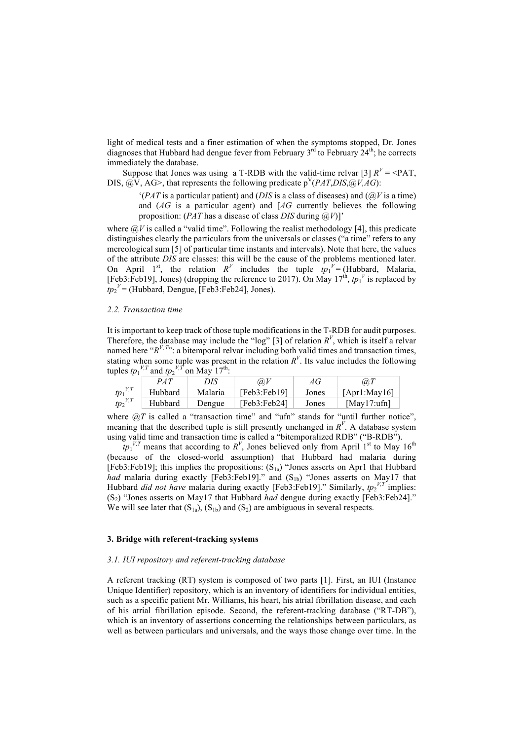light of medical tests and a finer estimation of when the symptoms stopped, Dr. Jones diagnoses that Hubbard had dengue fever from February 3[rd] to February 24[th]; he corrects immediately the database.

Suppose that Jones was using a T-RDB with the valid-time relvar [3] $R^V$ = <PAT, DIS, @V, AG>, that represents the following predicate $p^V$(*PAT*,*DIS*,*@V*,*AG*):

> '(*PAT* is a particular patient) and (*DIS* is a class of diseases) and (*@V* is a time) and (*AG* is a particular agent) and [*AG* currently believes the following proposition: (*PAT* has a disease of class *DIS* during *@V*)]'

where *@V* is called a "valid time". Following the realist methodology [4], this predicate distinguishes clearly the particulars from the universals or classes ("a time" refers to any mereological sum [5] of particular time instants and intervals). Note that here, the values of the attribute *DIS* are classes: this will be the cause of the problems mentioned later. On April 1[st], the relation $R^V$ includes the tuple $tp_1^V$ = (Hubbard, Malaria, [Feb3:Feb19], Jones) (dropping the reference to 2017). On May 17[th], $tp_1^V$ is replaced by $tp_2^V$ = (Hubbard, Dengue, [Feb3:Feb24], Jones).

### 2.2. Transaction time

It is important to keep track of those tuple modifications in the T-RDB for audit purposes. Therefore, the database may include the "log" [3] of relation $R^V$, which is itself a relvar named here "$R^{V,T}$": a bitemporal relvar including both valid times and transaction times, stating when some tuple was present in the relation $R^V$. Its value includes the following tuples $tp_1^{V,T}$ and $tp_2^{V,T}$ on May 17[th]:

| | *PAT* | *DIS* | *@V* | *AG* | *@T* |
|---|---|---|---|---|---|
| $tp_1^{V,T}$ | Hubbard | Malaria | [Feb3:Feb19] | Jones | [Apr1:May16] |
| $tp_2^{V,T}$ | Hubbard | Dengue | [Feb3:Feb24] | Jones | [May17:ufn] |

where *@T* is called a "transaction time" and "ufn" stands for "until further notice", meaning that the described tuple is still presently unchanged in $R^V$. A database system using valid time and transaction time is called a "bitemporalized RDB" ("B-RDB").

$tp_1^{V,T}$ means that according to $R^V$, Jones believed only from April 1[st] to May 16[th] (because of the closed-world assumption) that Hubbard had malaria during [Feb3:Feb19]; this implies the propositions: ($S_{1a}$) "Jones asserts on Apr1 that Hubbard *had* malaria during exactly [Feb3:Feb19]." and ($S_{1b}$) "Jones asserts on May17 that Hubbard *did not have* malaria during exactly [Feb3:Feb19]." Similarly, $tp_2^{V,T}$ implies: ($S_2$) "Jones asserts on May17 that Hubbard *had* dengue during exactly [Feb3:Feb24]." We will see later that ($S_{1a}$), ($S_{1b}$) and ($S_2$) are ambiguous in several respects.

## 3. Bridge with referent-tracking systems

### 3.1. IUI repository and referent-tracking database

A referent tracking (RT) system is composed of two parts [1]. First, an IUI (Instance Unique Identifier) repository, which is an inventory of identifiers for individual entities, such as a specific patient Mr. Williams, his heart, his atrial fibrillation disease, and each of his atrial fibrillation episode. Second, the referent-tracking database ("RT-DB"), which is an inventory of assertions concerning the relationships between particulars, as well as between particulars and universals, and the ways those change over time. In the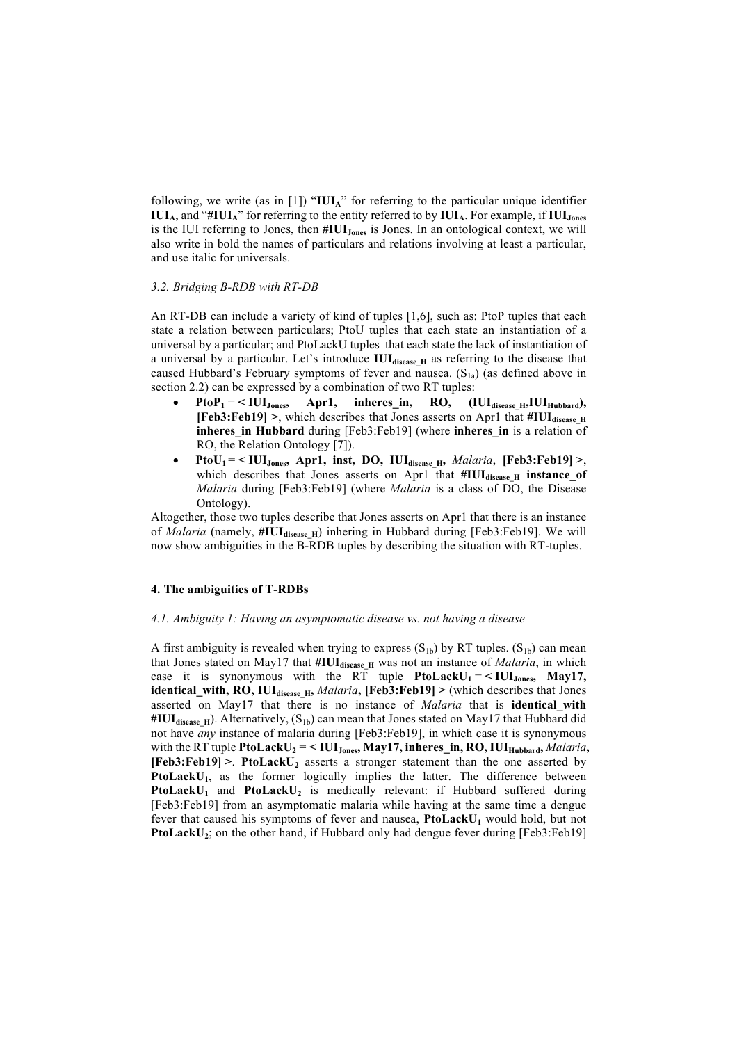following, we write (as in [1]) "$\mathbf{IUI_A}$" for referring to the particular unique identifier $\mathbf{IUI_A}$, and "$\mathbf{\#IUI_A}$" for referring to the entity referred to by $\mathbf{IUI_A}$. For example, if $\mathbf{IUI_{Jones}}$ is the IUI referring to Jones, then $\mathbf{\#IUI_{Jones}}$ is Jones. In an ontological context, we will also write in bold the names of particulars and relations involving at least a particular, and use italic for universals.

### 3.2. Bridging B-RDB with RT-DB

An RT-DB can include a variety of kind of tuples [1,6], such as: PtoP tuples that each state a relation between particulars; PtoU tuples that each state an instantiation of a universal by a particular; and PtoLackU tuples that each state the lack of instantiation of a universal by a particular. Let's introduce $\mathbf{IUI_{disease\_H}}$ as referring to the disease that caused Hubbard's February symptoms of fever and nausea. ($S_{1a}$) (as defined above in section 2.2) can be expressed by a combination of two RT tuples:

- $\mathbf{PtoP_1}$ **= < $\mathbf{IUI_{Jones}}$, Apr1, inheres_in, RO, ($\mathbf{IUI_{disease\_H}}$,$\mathbf{IUI_{Hubbard}}$), [Feb3:Feb19] >**, which describes that Jones asserts on Apr1 that $\mathbf{\#IUI_{disease\_H}}$ **inheres_in Hubbard** during [Feb3:Feb19] (where **inheres_in** is a relation of RO, the Relation Ontology [7]).
- $\mathbf{PtoU_1}$ **= < $\mathbf{IUI_{Jones}}$, Apr1, inst, DO, $\mathbf{IUI_{disease\_H}}$,** *Malaria*, **[Feb3:Feb19] >**, which describes that Jones asserts on Apr1 that $\mathbf{\#IUI_{disease\_H}}$ **instance_of** *Malaria* during [Feb3:Feb19] (where *Malaria* is a class of DO, the Disease Ontology).

Altogether, those two tuples describe that Jones asserts on Apr1 that there is an instance of *Malaria* (namely, $\mathbf{\#IUI_{disease\_H}}$) inhering in Hubbard during [Feb3:Feb19]. We will now show ambiguities in the B-RDB tuples by describing the situation with RT-tuples.

## 4. The ambiguities of T-RDBs

### 4.1. Ambiguity 1: Having an asymptomatic disease vs. not having a disease

A first ambiguity is revealed when trying to express ($S_{1b}$) by RT tuples. ($S_{1b}$) can mean that Jones stated on May17 that $\mathbf{\#IUI_{disease\_H}}$ was not an instance of *Malaria*, in which case it is synonymous with the RT tuple $\mathbf{PtoLackU_1}$ **= < $\mathbf{IUI_{Jones}}$, May17, identical_with, RO, $\mathbf{IUI_{disease\_H}}$,** *Malaria*, **[Feb3:Feb19] >** (which describes that Jones asserted on May17 that there is no instance of *Malaria* that is **identical_with** $\mathbf{\#IUI_{disease\_H}}$). Alternatively, ($S_{1b}$) can mean that Jones stated on May17 that Hubbard did not have *any* instance of malaria during [Feb3:Feb19], in which case it is synonymous with the RT tuple $\mathbf{PtoLackU_2}$ **= < $\mathbf{IUI_{Jones}}$, May17, inheres_in, RO, $\mathbf{IUI_{Hubbard}}$,** *Malaria*, **[Feb3:Feb19] >**. $\mathbf{PtoLackU_2}$ asserts a stronger statement than the one asserted by $\mathbf{PtoLackU_1}$, as the former logically implies the latter. The difference between $\mathbf{PtoLackU_1}$ and $\mathbf{PtoLackU_2}$ is medically relevant: if Hubbard suffered during [Feb3:Feb19] from an asymptomatic malaria while having at the same time a dengue fever that caused his symptoms of fever and nausea, $\mathbf{PtoLackU_1}$ would hold, but not $\mathbf{PtoLackU_2}$; on the other hand, if Hubbard only had dengue fever during [Feb3:Feb19]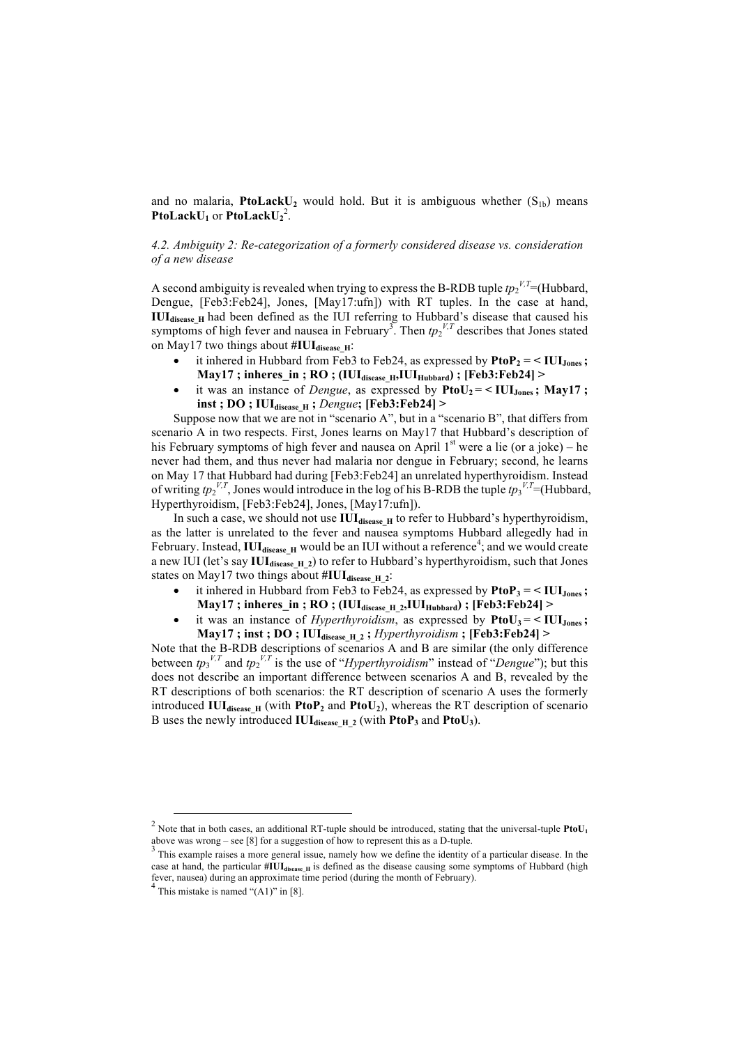and no malaria, $\mathbf{PtoLackU_2}$ would hold. But it is ambiguous whether ($S_{1b}$) means $\mathbf{PtoLackU_1}$ or $\mathbf{PtoLackU_2}$[2].

### *4.2. Ambiguity 2: Re-categorization of a formerly considered disease vs. consideration of a new disease*

A second ambiguity is revealed when trying to express the B-RDB tuple $tp_2^{V,T}$=(Hubbard, Dengue, [Feb3:Feb24], Jones, [May17:ufn]) with RT tuples. In the case at hand, $\mathbf{IUI_{disease\_H}}$ had been defined as the IUI referring to Hubbard's disease that caused his symptoms of high fever and nausea in February[3]. Then $tp_2^{V,T}$ describes that Jones stated on May17 two things about $\mathbf{\#IUI_{disease\_H}}$:

- it inhered in Hubbard from Feb3 to Feb24, as expressed by $\mathbf{PtoP_2}$ **= < $\mathbf{IUI_{Jones}}$ ; May17 ; inheres_in ; RO ; ($\mathbf{IUI_{disease\_H}}$,$\mathbf{IUI_{Hubbard}}$) ; [Feb3:Feb24] >**
- it was an instance of *Dengue*, as expressed by $\mathbf{PtoU_2}$ **= < $\mathbf{IUI_{Jones}}$ ; May17 ; inst ; DO ; $\mathbf{IUI_{disease\_H}}$ ; *Dengue*; [Feb3:Feb24] >**

Suppose now that we are not in "scenario A", but in a "scenario B", that differs from scenario A in two respects. First, Jones learns on May17 that Hubbard's description of his February symptoms of high fever and nausea on April 1st were a lie (or a joke) – he never had them, and thus never had malaria nor dengue in February; second, he learns on May 17 that Hubbard had during [Feb3:Feb24] an unrelated hyperthyroidism. Instead of writing $tp_2^{V,T}$, Jones would introduce in the log of his B-RDB the tuple $tp_3^{V,T}$=(Hubbard, Hyperthyroidism, [Feb3:Feb24], Jones, [May17:ufn]).

In such a case, we should not use $\mathbf{IUI_{disease\_H}}$ to refer to Hubbard's hyperthyroidism, as the latter is unrelated to the fever and nausea symptoms Hubbard allegedly had in February. Instead, $\mathbf{IUI_{disease\_H}}$ would be an IUI without a reference[4]; and we would create a new IUI (let's say $\mathbf{IUI_{disease\_H\_2}}$) to refer to Hubbard's hyperthyroidism, such that Jones states on May17 two things about $\mathbf{\#IUI_{disease\_H\_2}}$:

- it inhered in Hubbard from Feb3 to Feb24, as expressed by $\mathbf{PtoP_3}$ **= < $\mathbf{IUI_{Jones}}$ ; May17 ; inheres_in ; RO ; ($\mathbf{IUI_{disease\_H\_2}}$,$\mathbf{IUI_{Hubbard}}$) ; [Feb3:Feb24] >**
- it was an instance of *Hyperthyroidism*, as expressed by $\mathbf{PtoU_3}$ **= < $\mathbf{IUI_{Jones}}$ ; May17 ; inst ; DO ; $\mathbf{IUI_{disease\_H\_2}}$ ; *Hyperthyroidism* ; [Feb3:Feb24] >**

Note that the B-RDB descriptions of scenarios A and B are similar (the only difference between $tp_3^{V,T}$ and $tp_2^{V,T}$ is the use of "*Hyperthyroidism*" instead of "*Dengue*"); but this does not describe an important difference between scenarios A and B, revealed by the RT descriptions of both scenarios: the RT description of scenario A uses the formerly introduced $\mathbf{IUI_{disease\_H}}$ (with $\mathbf{PtoP_2}$ and $\mathbf{PtoU_2}$), whereas the RT description of scenario B uses the newly introduced $\mathbf{IUI_{disease\_H\_2}}$ (with $\mathbf{PtoP_3}$ and $\mathbf{PtoU_3}$).

---

[2] Note that in both cases, an additional RT-tuple should be introduced, stating that the universal-tuple $\mathbf{PtoU_1}$ above was wrong – see [8] for a suggestion of how to represent this as a D-tuple.

[3] This example raises a more general issue, namely how we define the identity of a particular disease. In the case at hand, the particular $\mathbf{\#IUI_{disease\_H}}$ is defined as the disease causing some symptoms of Hubbard (high fever, nausea) during an approximate time period (during the month of February).

[4] This mistake is named "(A1)" in [8].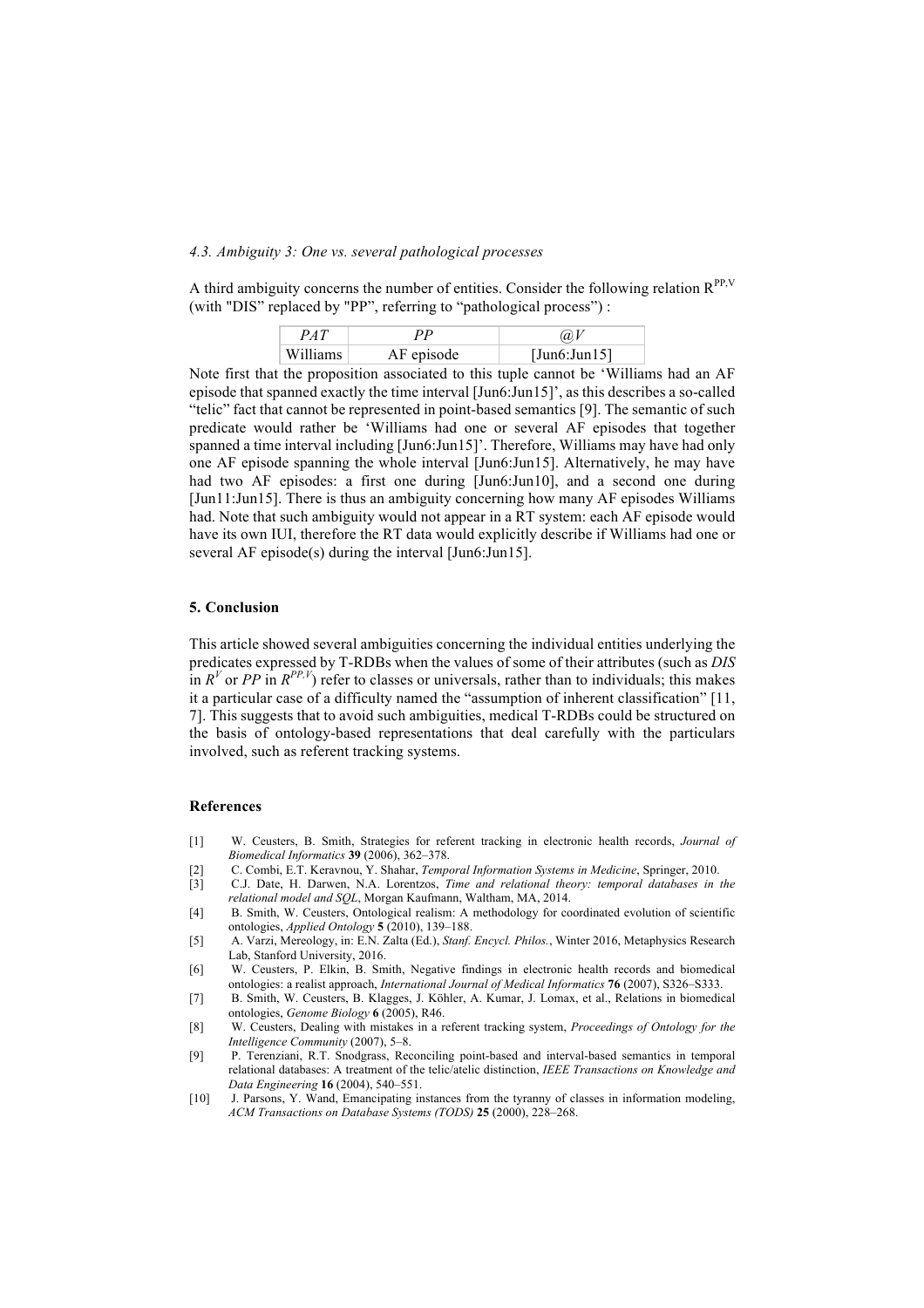### 4.3. Ambiguity 3: One vs. several pathological processes

A third ambiguity concerns the number of entities. Consider the following relation $R^{PP,V}$ (with "DIS" replaced by "PP", referring to "pathological process") :

| *PAT* | *PP* | *@V* |
|---|---|---|
| Williams | AF episode | [Jun6:Jun15] |

Note first that the proposition associated to this tuple cannot be 'Williams had an AF episode that spanned exactly the time interval [Jun6:Jun15]', as this describes a so-called "telic" fact that cannot be represented in point-based semantics [9]. The semantic of such predicate would rather be 'Williams had one or several AF episodes that together spanned a time interval including [Jun6:Jun15]'. Therefore, Williams may have had only one AF episode spanning the whole interval [Jun6:Jun15]. Alternatively, he may have had two AF episodes: a first one during [Jun6:Jun10], and a second one during [Jun11:Jun15]. There is thus an ambiguity concerning how many AF episodes Williams had. Note that such ambiguity would not appear in a RT system: each AF episode would have its own IUI, therefore the RT data would explicitly describe if Williams had one or several AF episode(s) during the interval [Jun6:Jun15].

## 5. Conclusion

This article showed several ambiguities concerning the individual entities underlying the predicates expressed by T-RDBs when the values of some of their attributes (such as *DIS* in $R^V$ or *PP* in $R^{PP,V}$) refer to classes or universals, rather than to individuals; this makes it a particular case of a difficulty named the "assumption of inherent classification" [11, 7]. This suggests that to avoid such ambiguities, medical T-RDBs could be structured on the basis of ontology-based representations that deal carefully with the particulars involved, such as referent tracking systems.

## References

[1] W. Ceusters, B. Smith, Strategies for referent tracking in electronic health records, *Journal of Biomedical Informatics* **39** (2006), 362–378.

[2] C. Combi, E.T. Keravnou, Y. Shahar, *Temporal Information Systems in Medicine*, Springer, 2010.

[3] C.J. Date, H. Darwen, N.A. Lorentzos, *Time and relational theory: temporal databases in the relational model and SQL*, Morgan Kaufmann, Waltham, MA, 2014.

[4] B. Smith, W. Ceusters, Ontological realism: A methodology for coordinated evolution of scientific ontologies, *Applied Ontology* **5** (2010), 139–188.

[5] A. Varzi, Mereology, in: E.N. Zalta (Ed.), *Stanf. Encycl. Philos.*, Winter 2016, Metaphysics Research Lab, Stanford University, 2016.

[6] W. Ceusters, P. Elkin, B. Smith, Negative findings in electronic health records and biomedical ontologies: a realist approach, *International Journal of Medical Informatics* **76** (2007), S326–S333.

[7] B. Smith, W. Ceusters, B. Klagges, J. Köhler, A. Kumar, J. Lomax, et al., Relations in biomedical ontologies, *Genome Biology* **6** (2005), R46.

[8] W. Ceusters, Dealing with mistakes in a referent tracking system, *Proceedings of Ontology for the Intelligence Community* (2007), 5–8.

[9] P. Terenziani, R.T. Snodgrass, Reconciling point-based and interval-based semantics in temporal relational databases: A treatment of the telic/atelic distinction, *IEEE Transactions on Knowledge and Data Engineering* **16** (2004), 540–551.

[10] J. Parsons, Y. Wand, Emancipating instances from the tyranny of classes in information modeling, *ACM Transactions on Database Systems (TODS)* **25** (2000), 228–268.